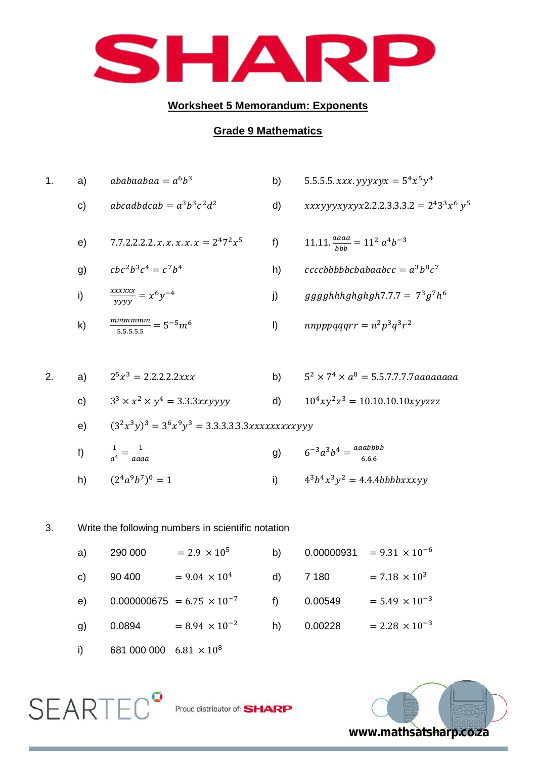## Worksheet 5 Memorandum: Exponents

## Grade 9 Mathematics

1. a) $ababaabaa = a^6b^3$

   b) $5.5.5.5.xxx.yyyxyx = 5^4x^5y^4$

   c) $abcadbdcab = a^3b^3c^2d^2$

   d) $xxxyyyxyxyx2.2.2.3.3.3.2 = 2^43^3x^6\,y^5$

   e) $7.7.2.2.2.2.x.x.x.x.x = 2^47^2x^5$

   f) $11.11.\frac{aaaa}{bbb} = 11^2\,a^4b^{-3}$

   g) $cbc^2b^3c^4 = c^7b^4$

   h) $ccccbbbbbcbabaabcc = a^3b^8c^7$

   i) $\frac{xxxxxx}{yyyy} = x^6y^{-4}$

   j) $ggggbhhhghghgh7.7.7 = 7^3g^7h^6$

   k) $\frac{mmmmmm}{5.5.5.5.5} = 5^{-5}m^6$

   l) $nnpppqqqrr = n^2p^3q^3r^2$

2. a) $2^5x^3 = 2.2.2.2.2xxx$

   b) $5^2 \times 7^4 \times a^8 = 5.5.7.7.7.7aaaaaaaa$

   c) $3^3 \times x^2 \times y^4 = 3.3.3xxyyyy$

   d) $10^4xy^2z^3 = 10.10.10.10xyyzzz$

   e) $(3^2x^3y)^3 = 3^6x^9y^3 = 3.3.3.3.3.3xxxxxxxxxyyy$

   f) $\frac{1}{a^4} = \frac{1}{aaaa}$

   g) $6^{-3}a^3b^4 = \frac{aaabbbb}{6.6.6}$

   h) $(2^4a^9b^7)^0 = 1$

   i) $4^3b^4x^3y^2 = 4.4.4bbbbxxxyy$

3. Write the following numbers in scientific notation

   a) 290 000 $= 2.9 \times 10^5$

   b) 0.00000931 $= 9.31 \times 10^{-6}$

   c) 90 400 $= 9.04 \times 10^4$

   d) 7 180 $= 7.18 \times 10^3$

   e) 0.000000675 $= 6.75 \times 10^{-7}$

   f) 0.00549 $= 5.49 \times 10^{-3}$

   g) 0.0894 $= 8.94 \times 10^{-2}$

   h) 0.00228 $= 2.28 \times 10^{-3}$

   i) 681 000 000 $6.81 \times 10^8$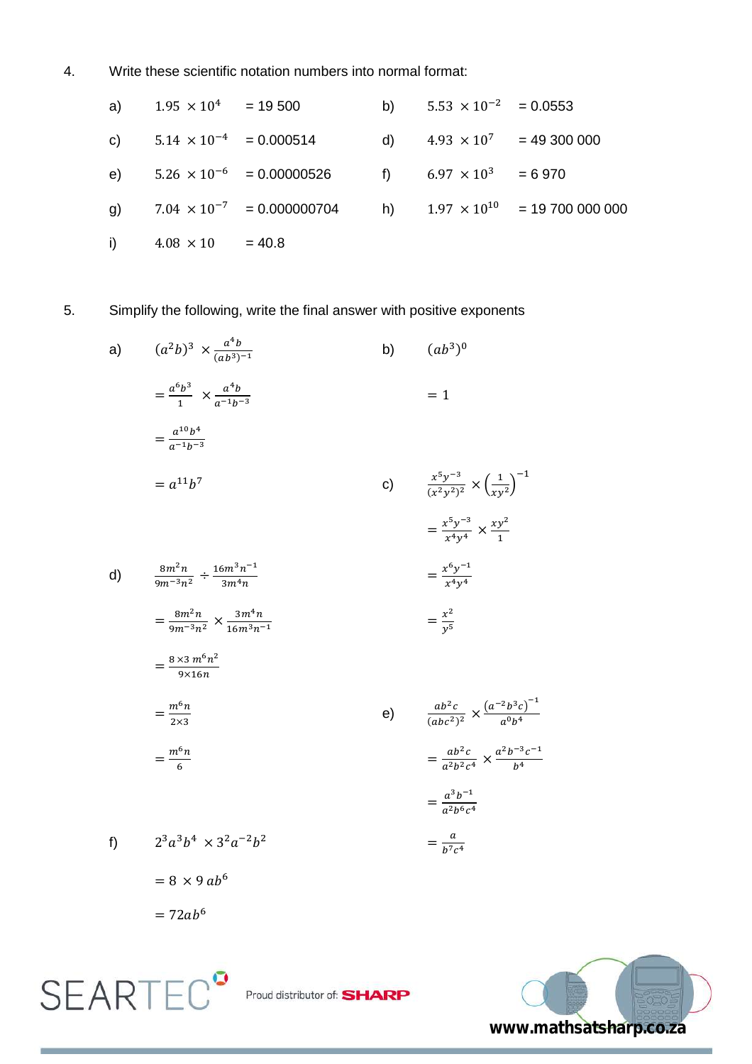4. Write these scientific notation numbers into normal format:

a) $1.95 \times 10^{4}$ = 19 500

b) $5.53 \times 10^{-2}$ = 0.0553

c) $5.14 \times 10^{-4}$ = 0.000514

d) $4.93 \times 10^{7}$ = 49 300 000

e) $5.26 \times 10^{-6}$ = 0.00000526

f) $6.97 \times 10^{3}$ = 6 970

g) $7.04 \times 10^{-7}$ = 0.000000704

h) $1.97 \times 10^{10}$ = 19 700 000 000

i) $4.08 \times 10$ = 40.8

5. Simplify the following, write the final answer with positive exponents

a) $(a^2b)^3 \times \frac{a^4b}{(ab^3)^{-1}}$

$= \frac{a^6b^3}{1} \times \frac{a^4b}{a^{-1}b^{-3}}$

$= \frac{a^{10}b^4}{a^{-1}b^{-3}}$

$= a^{11}b^7$

b) $(ab^3)^0$

$= 1$

c) $\frac{x^5y^{-3}}{(x^2y^2)^2} \times \left(\frac{1}{xy^2}\right)^{-1}$

$= \frac{x^5y^{-3}}{x^4y^4} \times \frac{xy^2}{1}$

$= \frac{x^6y^{-1}}{x^4y^4}$

$= \frac{x^2}{y^5}$

d) $\frac{8m^2n}{9m^{-3}n^2} \div \frac{16m^3n^{-1}}{3m^4n}$

$= \frac{8m^2n}{9m^{-3}n^2} \times \frac{3m^4n}{16m^3n^{-1}}$

$= \frac{8 \times 3\, m^6n^2}{9 \times 16n}$

$= \frac{m^6n}{2 \times 3}$

$= \frac{m^6n}{6}$

e) $\frac{ab^2c}{(abc^2)^2} \times \frac{(a^{-2}b^3c)^{-1}}{a^0b^4}$

$= \frac{ab^2c}{a^2b^2c^4} \times \frac{a^2b^{-3}c^{-1}}{b^4}$

$= \frac{a^3b^{-1}}{a^2b^6c^4}$

$= \frac{a}{b^7c^4}$

f) $2^3a^3b^4 \times 3^2a^{-2}b^2$

$= 8 \times 9\, ab^6$

$= 72ab^6$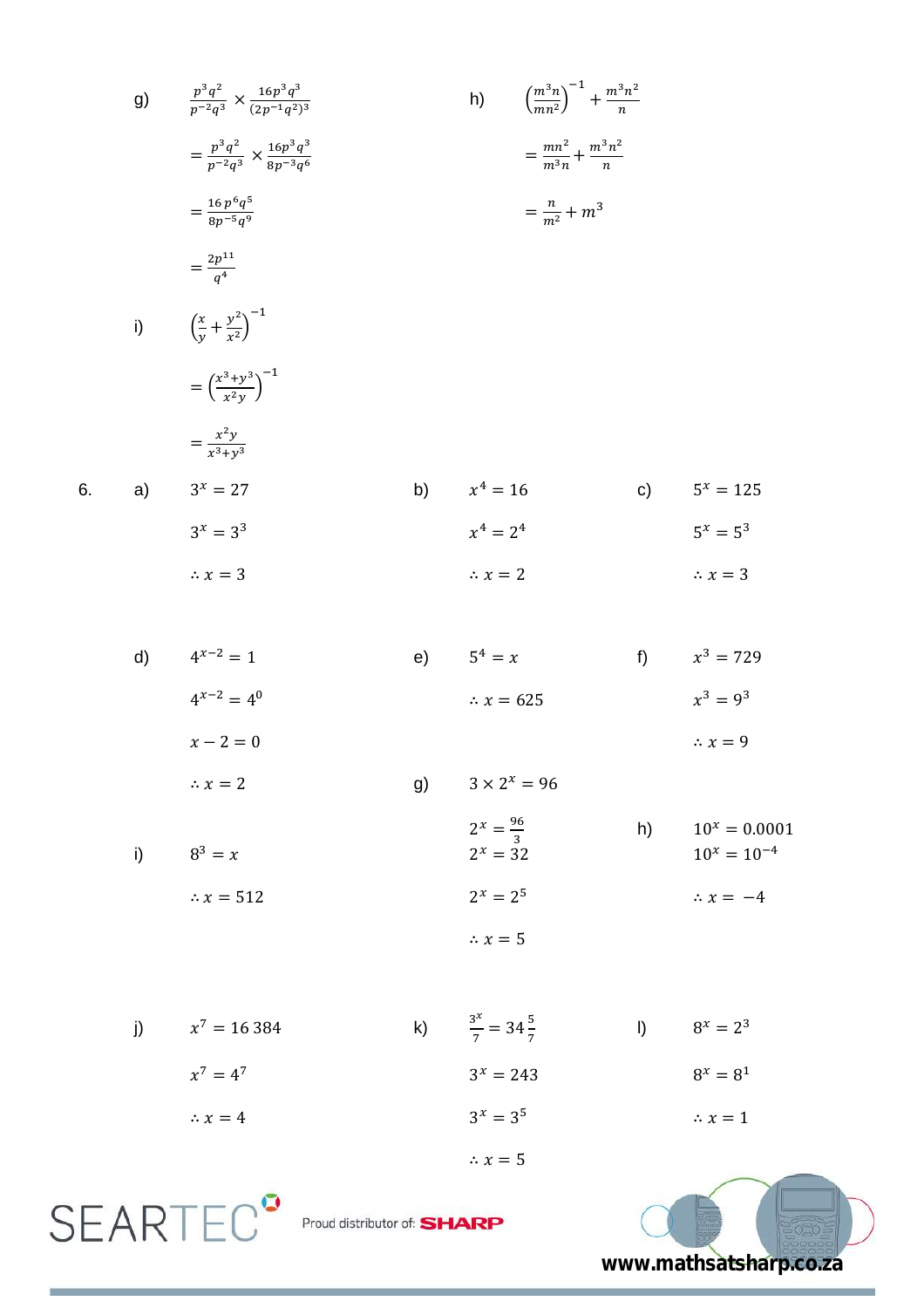g) $\frac{p^3q^2}{p^{-2}q^3} \times \frac{16p^3q^3}{(2p^{-1}q^2)^3}$

$= \frac{p^3q^2}{p^{-2}q^3} \times \frac{16p^3q^3}{8p^{-3}q^6}$

$= \frac{16\,p^6q^5}{8p^{-5}q^9}$

$= \frac{2p^{11}}{q^4}$

h) $\left(\frac{m^3n}{mn^2}\right)^{-1} + \frac{m^3n^2}{n}$

$= \frac{mn^2}{m^3n} + \frac{m^3n^2}{n}$

$= \frac{n}{m^2} + m^3$

i) $\left(\frac{x}{y} + \frac{y^2}{x^2}\right)^{-1}$

$= \left(\frac{x^3+y^3}{x^2y}\right)^{-1}$

$= \frac{x^2y}{x^3+y^3}$

6. a) $3^x = 27$

$3^x = 3^3$

$\therefore x = 3$

b) $x^4 = 16$

$x^4 = 2^4$

$\therefore x = 2$

c) $5^x = 125$

$5^x = 5^3$

$\therefore x = 3$

d) $4^{x-2} = 1$

$4^{x-2} = 4^0$

$x - 2 = 0$

$\therefore x = 2$

e) $5^4 = x$

$\therefore x = 625$

f) $x^3 = 729$

$x^3 = 9^3$

$\therefore x = 9$

g) $3 \times 2^x = 96$

$2^x = \frac{96}{3}$

$2^x = 32$

$2^x = 2^5$

$\therefore x = 5$

h) $10^x = 0.0001$

$10^x = 10^{-4}$

$\therefore x = -4$

i) $8^3 = x$

$\therefore x = 512$

j) $x^7 = 16\,384$

$x^7 = 4^7$

$\therefore x = 4$

k) $\frac{3^x}{7} = 34\frac{5}{7}$

$3^x = 243$

$3^x = 3^5$

$\therefore x = 5$

l) $8^x = 2^3$

$8^x = 8^1$

$\therefore x = 1$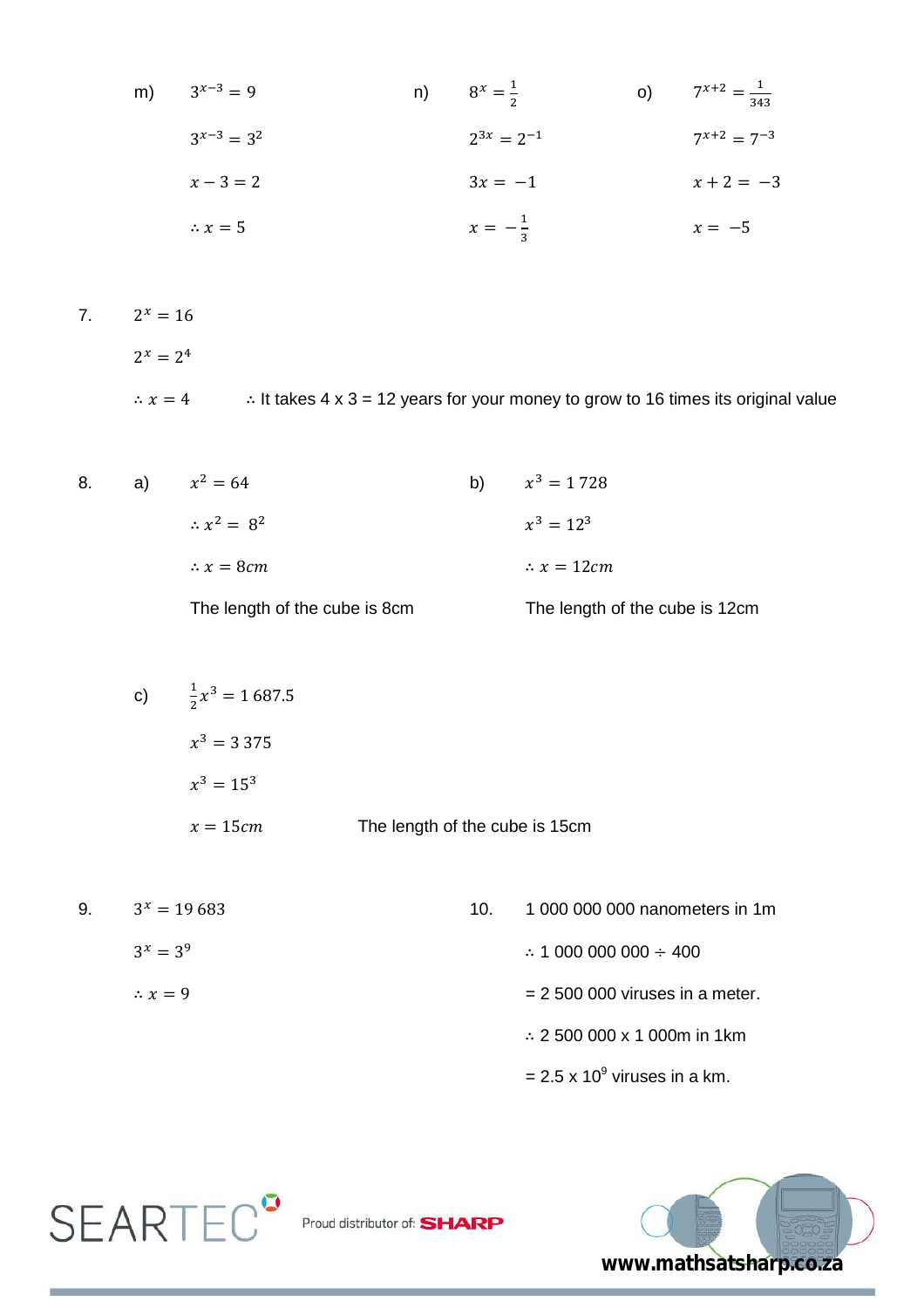m) $3^{x-3} = 9$

$3^{x-3} = 3^2$

$x - 3 = 2$

$\therefore x = 5$

n) $8^x = \frac{1}{2}$

$2^{3x} = 2^{-1}$

$3x = -1$

$x = -\frac{1}{3}$

o) $7^{x+2} = \frac{1}{343}$

$7^{x+2} = 7^{-3}$

$x + 2 = -3$

$x = -5$

7. $2^x = 16$

$2^x = 2^4$

$\therefore x = 4$ ∴ It takes 4 x 3 = 12 years for your money to grow to 16 times its original value

8. a) $x^2 = 64$

$\therefore x^2 = 8^2$

$\therefore x = 8cm$

The length of the cube is 8cm

b) $x^3 = 1\,728$

$x^3 = 12^3$

$\therefore x = 12cm$

The length of the cube is 12cm

c) $\frac{1}{2}x^3 = 1\,687.5$

$x^3 = 3\,375$

$x^3 = 15^3$

$x = 15cm$ The length of the cube is 15cm

9. $3^x = 19\,683$

$3^x = 3^9$

$\therefore x = 9$

10. 1 000 000 000 nanometers in 1m

∴ 1 000 000 000 ÷ 400

= 2 500 000 viruses in a meter.

∴ 2 500 000 x 1 000m in 1km

= $2.5 \times 10^9$ viruses in a km.